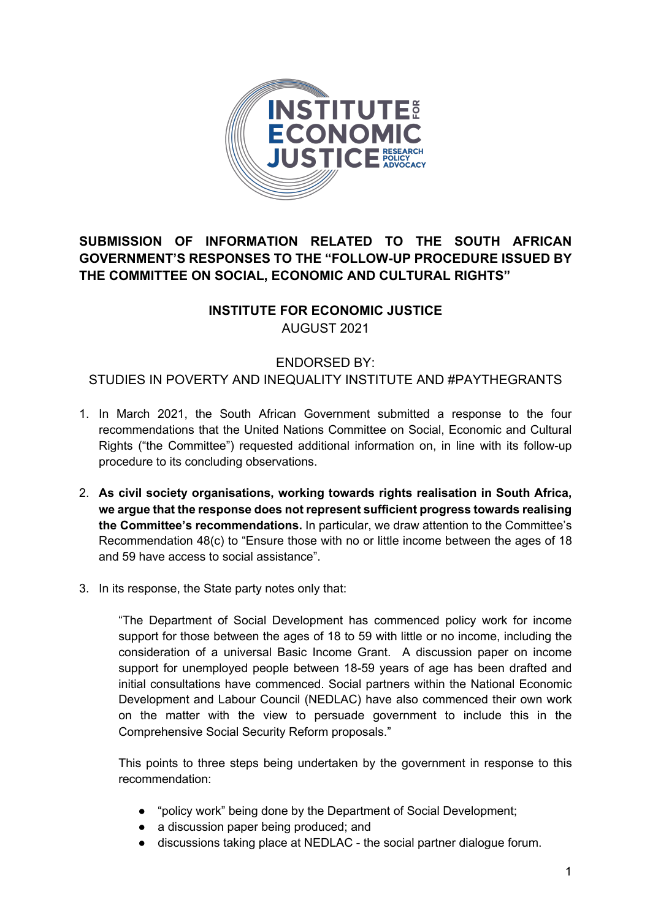**SUBMISSION OF INFORMATION RELATED TO THE SOUTH AFRICAN GOVERNMENT'S RESPONSES TO THE "FOLLOW-UP PROCEDURE ISSUED BY THE COMMITTEE ON SOCIAL, ECONOMIC AND CULTURAL RIGHTS"**

**INSTITUTE FOR ECONOMIC JUSTICE**
AUGUST 2021

ENDORSED BY:
STUDIES IN POVERTY AND INEQUALITY INSTITUTE AND #PAYTHEGRANTS

1. In March 2021, the South African Government submitted a response to the four recommendations that the United Nations Committee on Social, Economic and Cultural Rights ("the Committee") requested additional information on, in line with its follow-up procedure to its concluding observations.

2. **As civil society organisations, working towards rights realisation in South Africa, we argue that the response does not represent sufficient progress towards realising the Committee's recommendations.** In particular, we draw attention to the Committee's Recommendation 48(c) to "Ensure those with no or little income between the ages of 18 and 59 have access to social assistance".

3. In its response, the State party notes only that:

   > "The Department of Social Development has commenced policy work for income support for those between the ages of 18 to 59 with little or no income, including the consideration of a universal Basic Income Grant. A discussion paper on income support for unemployed people between 18-59 years of age has been drafted and initial consultations have commenced. Social partners within the National Economic Development and Labour Council (NEDLAC) have also commenced their own work on the matter with the view to persuade government to include this in the Comprehensive Social Security Reform proposals."

   This points to three steps being undertaken by the government in response to this recommendation:

   - "policy work" being done by the Department of Social Development;
   - a discussion paper being produced; and
   - discussions taking place at NEDLAC - the social partner dialogue forum.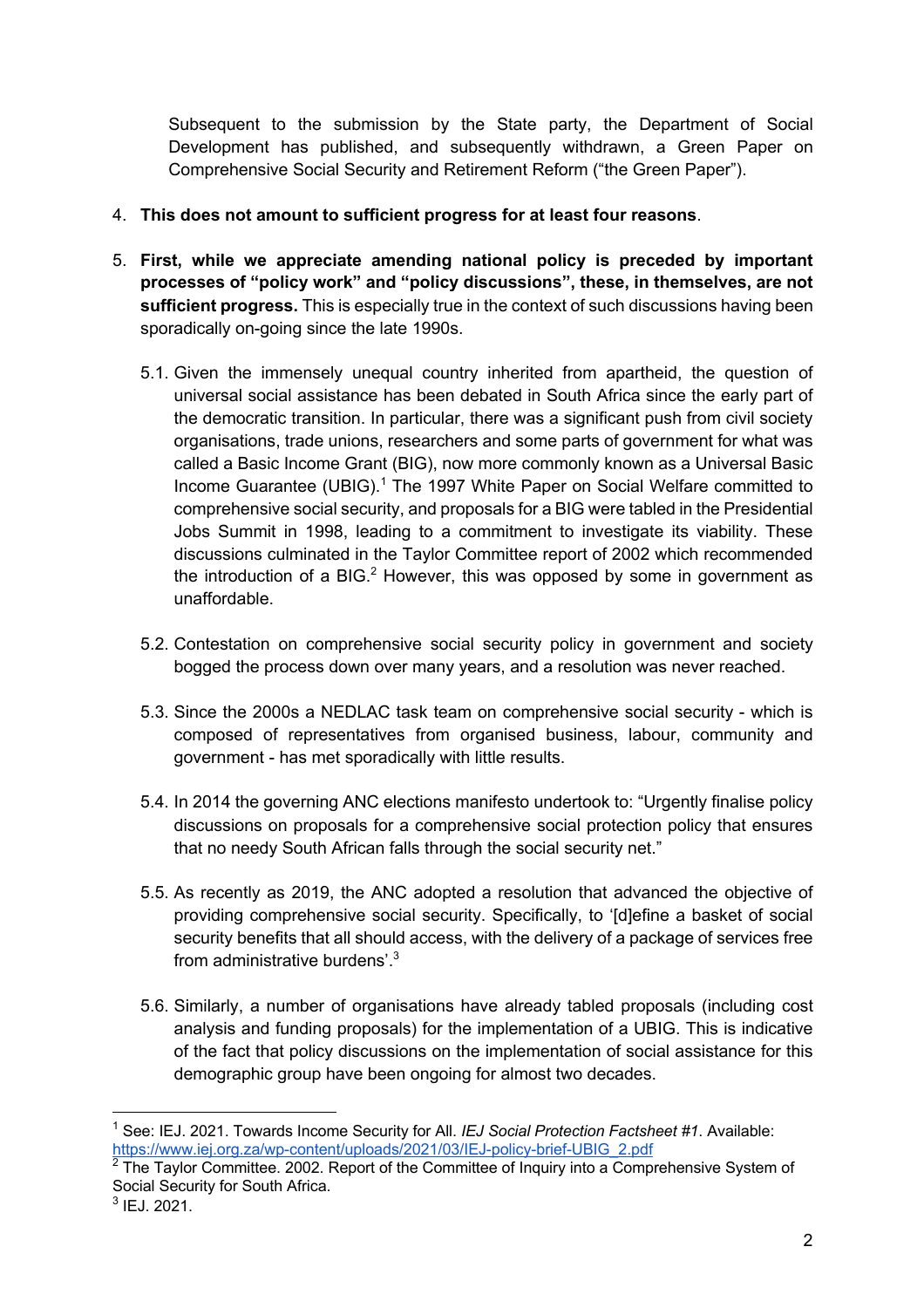Subsequent to the submission by the State party, the Department of Social Development has published, and subsequently withdrawn, a Green Paper on Comprehensive Social Security and Retirement Reform ("the Green Paper").

4. **This does not amount to sufficient progress for at least four reasons**.

5. **First, while we appreciate amending national policy is preceded by important processes of "policy work" and "policy discussions", these, in themselves, are not sufficient progress.** This is especially true in the context of such discussions having been sporadically on-going since the late 1990s.

   5.1. Given the immensely unequal country inherited from apartheid, the question of universal social assistance has been debated in South Africa since the early part of the democratic transition. In particular, there was a significant push from civil society organisations, trade unions, researchers and some parts of government for what was called a Basic Income Grant (BIG), now more commonly known as a Universal Basic Income Guarantee (UBIG).[1] The 1997 White Paper on Social Welfare committed to comprehensive social security, and proposals for a BIG were tabled in the Presidential Jobs Summit in 1998, leading to a commitment to investigate its viability. These discussions culminated in the Taylor Committee report of 2002 which recommended the introduction of a BIG.[2] However, this was opposed by some in government as unaffordable.

   5.2. Contestation on comprehensive social security policy in government and society bogged the process down over many years, and a resolution was never reached.

   5.3. Since the 2000s a NEDLAC task team on comprehensive social security - which is composed of representatives from organised business, labour, community and government - has met sporadically with little results.

   5.4. In 2014 the governing ANC elections manifesto undertook to: "Urgently finalise policy discussions on proposals for a comprehensive social protection policy that ensures that no needy South African falls through the social security net."

   5.5. As recently as 2019, the ANC adopted a resolution that advanced the objective of providing comprehensive social security. Specifically, to '[d]efine a basket of social security benefits that all should access, with the delivery of a package of services free from administrative burdens'.[3]

   5.6. Similarly, a number of organisations have already tabled proposals (including cost analysis and funding proposals) for the implementation of a UBIG. This is indicative of the fact that policy discussions on the implementation of social assistance for this demographic group have been ongoing for almost two decades.

---

[1] See: IEJ. 2021. Towards Income Security for All. *IEJ Social Protection Factsheet #1*. Available: https://www.iej.org.za/wp-content/uploads/2021/03/IEJ-policy-brief-UBIG_2.pdf

[2] The Taylor Committee. 2002. Report of the Committee of Inquiry into a Comprehensive System of Social Security for South Africa.

[3] IEJ. 2021.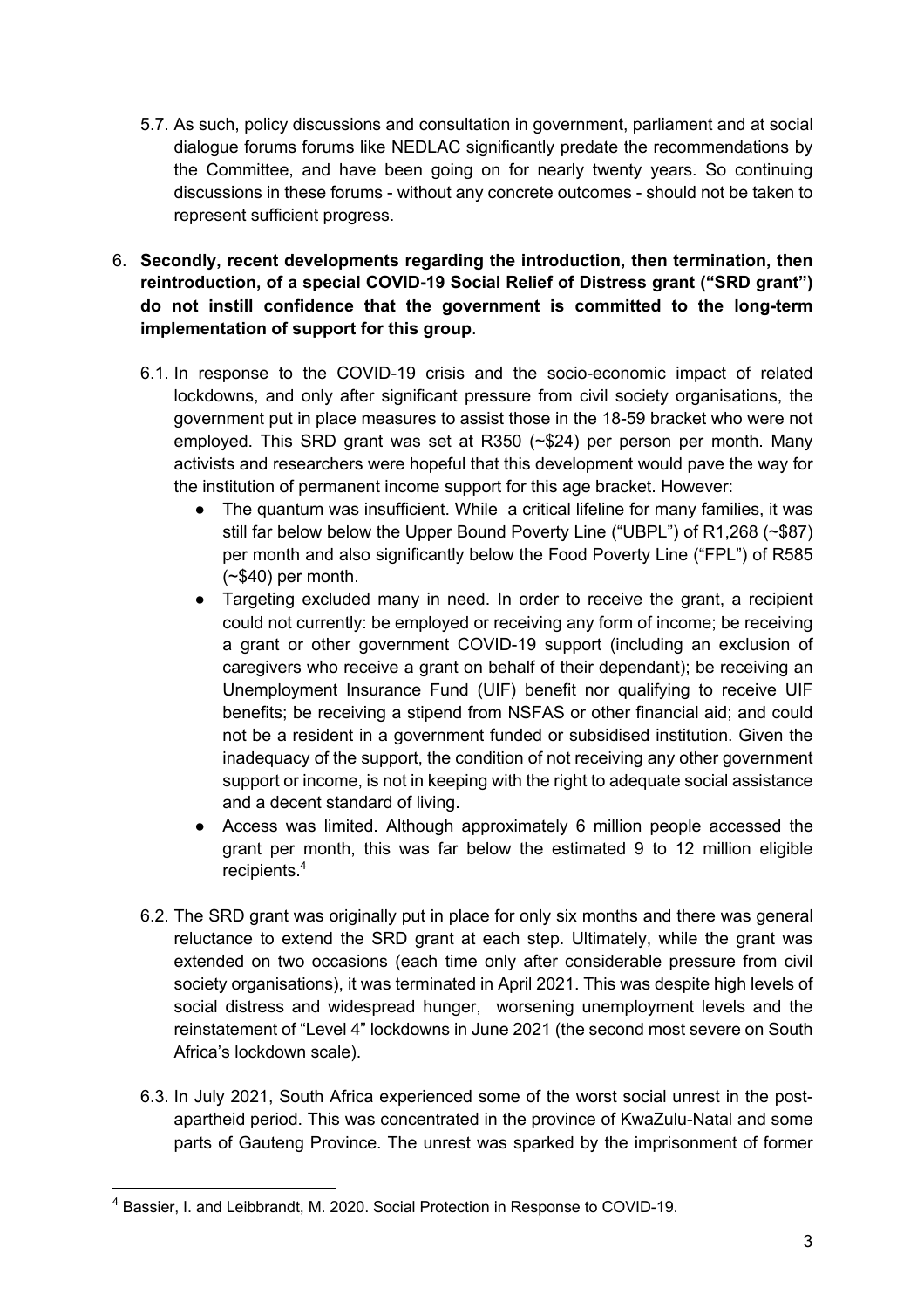5.7. As such, policy discussions and consultation in government, parliament and at social dialogue forums forums like NEDLAC significantly predate the recommendations by the Committee, and have been going on for nearly twenty years. So continuing discussions in these forums - without any concrete outcomes - should not be taken to represent sufficient progress.

6. **Secondly, recent developments regarding the introduction, then termination, then reintroduction, of a special COVID-19 Social Relief of Distress grant ("SRD grant") do not instill confidence that the government is committed to the long-term implementation of support for this group**.

6.1. In response to the COVID-19 crisis and the socio-economic impact of related lockdowns, and only after significant pressure from civil society organisations, the government put in place measures to assist those in the 18-59 bracket who were not employed. This SRD grant was set at R350 (~$24) per person per month. Many activists and researchers were hopeful that this development would pave the way for the institution of permanent income support for this age bracket. However:

- The quantum was insufficient. While a critical lifeline for many families, it was still far below below the Upper Bound Poverty Line ("UBPL") of R1,268 (~$87) per month and also significantly below the Food Poverty Line ("FPL") of R585 (~$40) per month.
- Targeting excluded many in need. In order to receive the grant, a recipient could not currently: be employed or receiving any form of income; be receiving a grant or other government COVID-19 support (including an exclusion of caregivers who receive a grant on behalf of their dependant); be receiving an Unemployment Insurance Fund (UIF) benefit nor qualifying to receive UIF benefits; be receiving a stipend from NSFAS or other financial aid; and could not be a resident in a government funded or subsidised institution. Given the inadequacy of the support, the condition of not receiving any other government support or income, is not in keeping with the right to adequate social assistance and a decent standard of living.
- Access was limited. Although approximately 6 million people accessed the grant per month, this was far below the estimated 9 to 12 million eligible recipients.[4]

6.2. The SRD grant was originally put in place for only six months and there was general reluctance to extend the SRD grant at each step. Ultimately, while the grant was extended on two occasions (each time only after considerable pressure from civil society organisations), it was terminated in April 2021. This was despite high levels of social distress and widespread hunger, worsening unemployment levels and the reinstatement of "Level 4" lockdowns in June 2021 (the second most severe on South Africa's lockdown scale).

6.3. In July 2021, South Africa experienced some of the worst social unrest in the post-apartheid period. This was concentrated in the province of KwaZulu-Natal and some parts of Gauteng Province. The unrest was sparked by the imprisonment of former

---

[4] Bassier, I. and Leibbrandt, M. 2020. Social Protection in Response to COVID-19.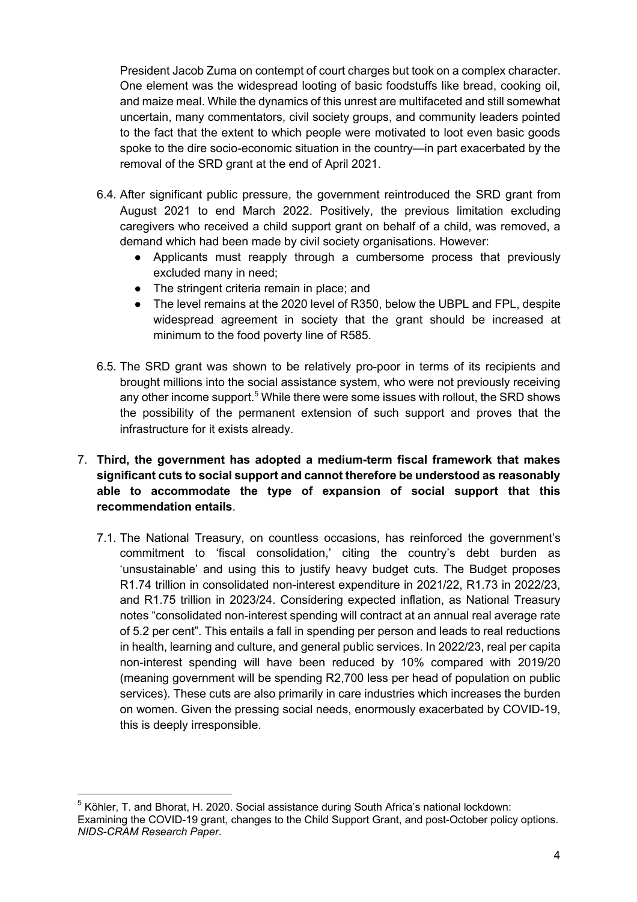President Jacob Zuma on contempt of court charges but took on a complex character. One element was the widespread looting of basic foodstuffs like bread, cooking oil, and maize meal. While the dynamics of this unrest are multifaceted and still somewhat uncertain, many commentators, civil society groups, and community leaders pointed to the fact that the extent to which people were motivated to loot even basic goods spoke to the dire socio-economic situation in the country—in part exacerbated by the removal of the SRD grant at the end of April 2021.

6.4. After significant public pressure, the government reintroduced the SRD grant from August 2021 to end March 2022. Positively, the previous limitation excluding caregivers who received a child support grant on behalf of a child, was removed, a demand which had been made by civil society organisations. However:

- Applicants must reapply through a cumbersome process that previously excluded many in need;
- The stringent criteria remain in place; and
- The level remains at the 2020 level of R350, below the UBPL and FPL, despite widespread agreement in society that the grant should be increased at minimum to the food poverty line of R585.

6.5. The SRD grant was shown to be relatively pro-poor in terms of its recipients and brought millions into the social assistance system, who were not previously receiving any other income support.[5] While there were some issues with rollout, the SRD shows the possibility of the permanent extension of such support and proves that the infrastructure for it exists already.

7. **Third, the government has adopted a medium-term fiscal framework that makes significant cuts to social support and cannot therefore be understood as reasonably able to accommodate the type of expansion of social support that this recommendation entails**.

7.1. The National Treasury, on countless occasions, has reinforced the government's commitment to 'fiscal consolidation,' citing the country's debt burden as 'unsustainable' and using this to justify heavy budget cuts. The Budget proposes R1.74 trillion in consolidated non-interest expenditure in 2021/22, R1.73 in 2022/23, and R1.75 trillion in 2023/24. Considering expected inflation, as National Treasury notes "consolidated non-interest spending will contract at an annual real average rate of 5.2 per cent". This entails a fall in spending per person and leads to real reductions in health, learning and culture, and general public services. In 2022/23, real per capita non-interest spending will have been reduced by 10% compared with 2019/20 (meaning government will be spending R2,700 less per head of population on public services). These cuts are also primarily in care industries which increases the burden on women. Given the pressing social needs, enormously exacerbated by COVID-19, this is deeply irresponsible.

---

[5] Köhler, T. and Bhorat, H. 2020. Social assistance during South Africa's national lockdown: Examining the COVID-19 grant, changes to the Child Support Grant, and post-October policy options. *NIDS-CRAM Research Paper*.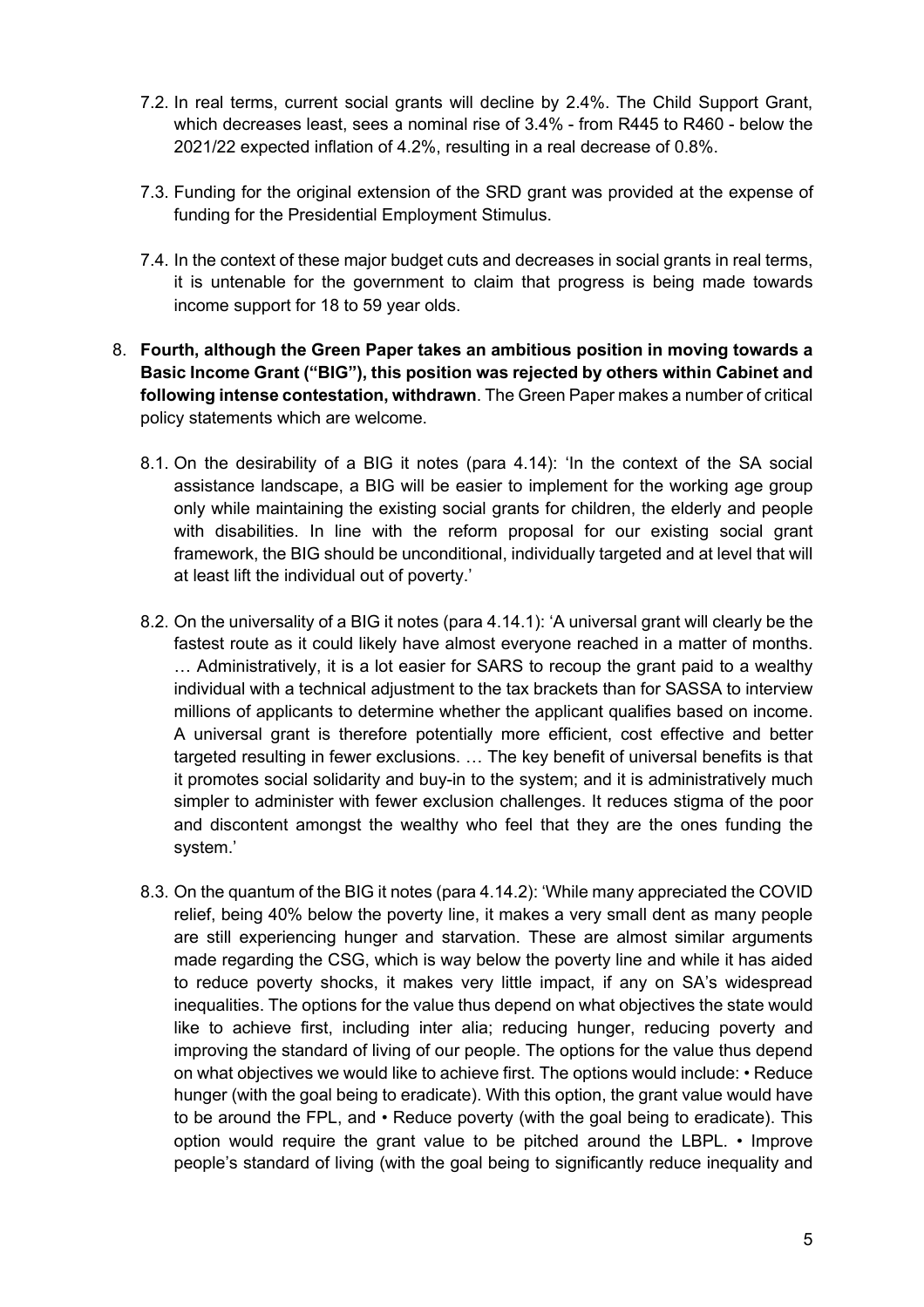7.2. In real terms, current social grants will decline by 2.4%. The Child Support Grant, which decreases least, sees a nominal rise of 3.4% - from R445 to R460 - below the 2021/22 expected inflation of 4.2%, resulting in a real decrease of 0.8%.

7.3. Funding for the original extension of the SRD grant was provided at the expense of funding for the Presidential Employment Stimulus.

7.4. In the context of these major budget cuts and decreases in social grants in real terms, it is untenable for the government to claim that progress is being made towards income support for 18 to 59 year olds.

8. **Fourth, although the Green Paper takes an ambitious position in moving towards a Basic Income Grant ("BIG"), this position was rejected by others within Cabinet and following intense contestation, withdrawn**. The Green Paper makes a number of critical policy statements which are welcome.

8.1. On the desirability of a BIG it notes (para 4.14): 'In the context of the SA social assistance landscape, a BIG will be easier to implement for the working age group only while maintaining the existing social grants for children, the elderly and people with disabilities. In line with the reform proposal for our existing social grant framework, the BIG should be unconditional, individually targeted and at level that will at least lift the individual out of poverty.'

8.2. On the universality of a BIG it notes (para 4.14.1): 'A universal grant will clearly be the fastest route as it could likely have almost everyone reached in a matter of months. … Administratively, it is a lot easier for SARS to recoup the grant paid to a wealthy individual with a technical adjustment to the tax brackets than for SASSA to interview millions of applicants to determine whether the applicant qualifies based on income. A universal grant is therefore potentially more efficient, cost effective and better targeted resulting in fewer exclusions. … The key benefit of universal benefits is that it promotes social solidarity and buy-in to the system; and it is administratively much simpler to administer with fewer exclusion challenges. It reduces stigma of the poor and discontent amongst the wealthy who feel that they are the ones funding the system.'

8.3. On the quantum of the BIG it notes (para 4.14.2): 'While many appreciated the COVID relief, being 40% below the poverty line, it makes a very small dent as many people are still experiencing hunger and starvation. These are almost similar arguments made regarding the CSG, which is way below the poverty line and while it has aided to reduce poverty shocks, it makes very little impact, if any on SA's widespread inequalities. The options for the value thus depend on what objectives the state would like to achieve first, including inter alia; reducing hunger, reducing poverty and improving the standard of living of our people. The options for the value thus depend on what objectives we would like to achieve first. The options would include: • Reduce hunger (with the goal being to eradicate). With this option, the grant value would have to be around the FPL, and • Reduce poverty (with the goal being to eradicate). This option would require the grant value to be pitched around the LBPL. • Improve people's standard of living (with the goal being to significantly reduce inequality and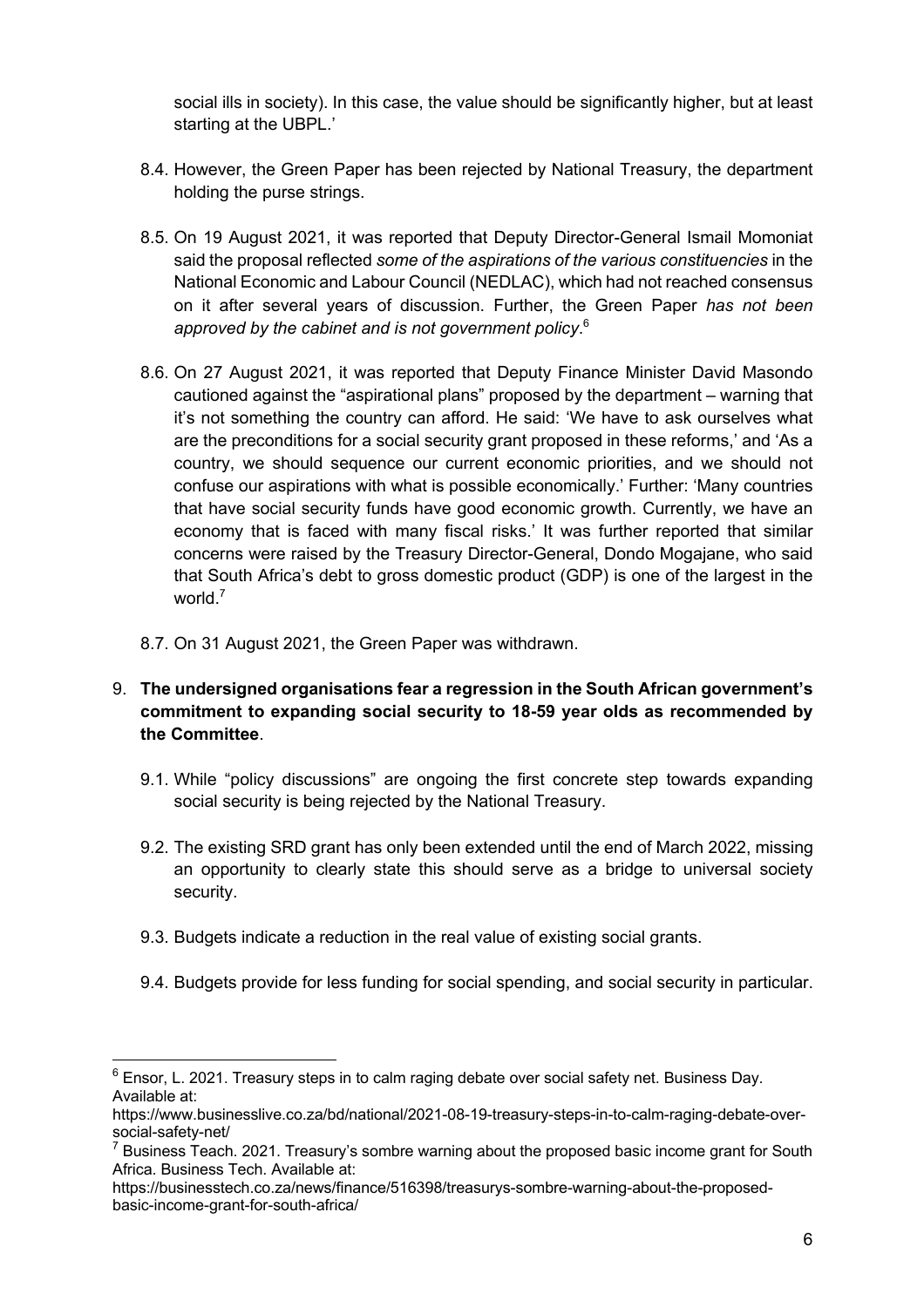social ills in society). In this case, the value should be significantly higher, but at least starting at the UBPL.'

8.4. However, the Green Paper has been rejected by National Treasury, the department holding the purse strings.

8.5. On 19 August 2021, it was reported that Deputy Director-General Ismail Momoniat said the proposal reflected *some of the aspirations of the various constituencies* in the National Economic and Labour Council (NEDLAC), which had not reached consensus on it after several years of discussion. Further, the Green Paper *has not been approved by the cabinet and is not government policy*.[6]

8.6. On 27 August 2021, it was reported that Deputy Finance Minister David Masondo cautioned against the "aspirational plans" proposed by the department – warning that it's not something the country can afford. He said: 'We have to ask ourselves what are the preconditions for a social security grant proposed in these reforms,' and 'As a country, we should sequence our current economic priorities, and we should not confuse our aspirations with what is possible economically.' Further: 'Many countries that have social security funds have good economic growth. Currently, we have an economy that is faced with many fiscal risks.' It was further reported that similar concerns were raised by the Treasury Director-General, Dondo Mogajane, who said that South Africa's debt to gross domestic product (GDP) is one of the largest in the world.[7]

8.7. On 31 August 2021, the Green Paper was withdrawn.

9. **The undersigned organisations fear a regression in the South African government's commitment to expanding social security to 18-59 year olds as recommended by the Committee**.

9.1. While "policy discussions" are ongoing the first concrete step towards expanding social security is being rejected by the National Treasury.

9.2. The existing SRD grant has only been extended until the end of March 2022, missing an opportunity to clearly state this should serve as a bridge to universal society security.

9.3. Budgets indicate a reduction in the real value of existing social grants.

9.4. Budgets provide for less funding for social spending, and social security in particular.

---

[6] Ensor, L. 2021. Treasury steps in to calm raging debate over social safety net. Business Day. Available at: https://www.businesslive.co.za/bd/national/2021-08-19-treasury-steps-in-to-calm-raging-debate-over-social-safety-net/

[7] Business Teach. 2021. Treasury's sombre warning about the proposed basic income grant for South Africa. Business Tech. Available at: https://businesstech.co.za/news/finance/516398/treasurys-sombre-warning-about-the-proposed-basic-income-grant-for-south-africa/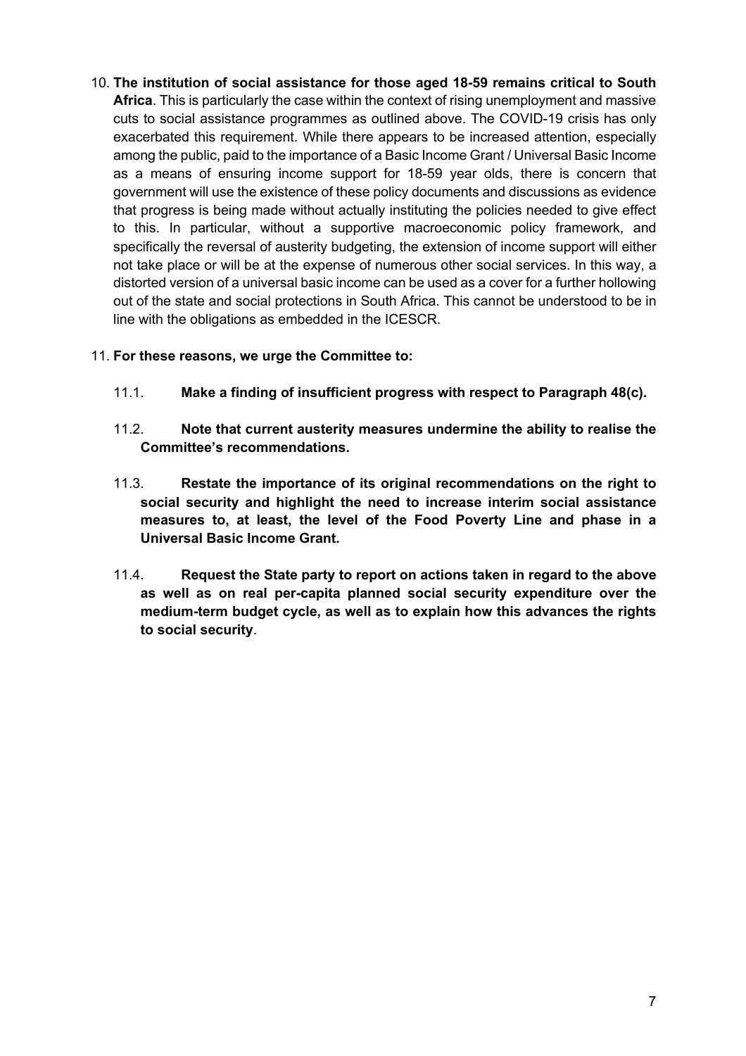10. **The institution of social assistance for those aged 18-59 remains critical to South Africa**. This is particularly the case within the context of rising unemployment and massive cuts to social assistance programmes as outlined above. The COVID-19 crisis has only exacerbated this requirement. While there appears to be increased attention, especially among the public, paid to the importance of a Basic Income Grant / Universal Basic Income as a means of ensuring income support for 18-59 year olds, there is concern that government will use the existence of these policy documents and discussions as evidence that progress is being made without actually instituting the policies needed to give effect to this. In particular, without a supportive macroeconomic policy framework, and specifically the reversal of austerity budgeting, the extension of income support will either not take place or will be at the expense of numerous other social services. In this way, a distorted version of a universal basic income can be used as a cover for a further hollowing out of the state and social protections in South Africa. This cannot be understood to be in line with the obligations as embedded in the ICESCR.

11. **For these reasons, we urge the Committee to:**

    11.1. **Make a finding of insufficient progress with respect to Paragraph 48(c).**

    11.2. **Note that current austerity measures undermine the ability to realise the Committee's recommendations.**

    11.3. **Restate the importance of its original recommendations on the right to social security and highlight the need to increase interim social assistance measures to, at least, the level of the Food Poverty Line and phase in a Universal Basic Income Grant.**

    11.4. **Request the State party to report on actions taken in regard to the above as well as on real per-capita planned social security expenditure over the medium-term budget cycle, as well as to explain how this advances the rights to social security**.